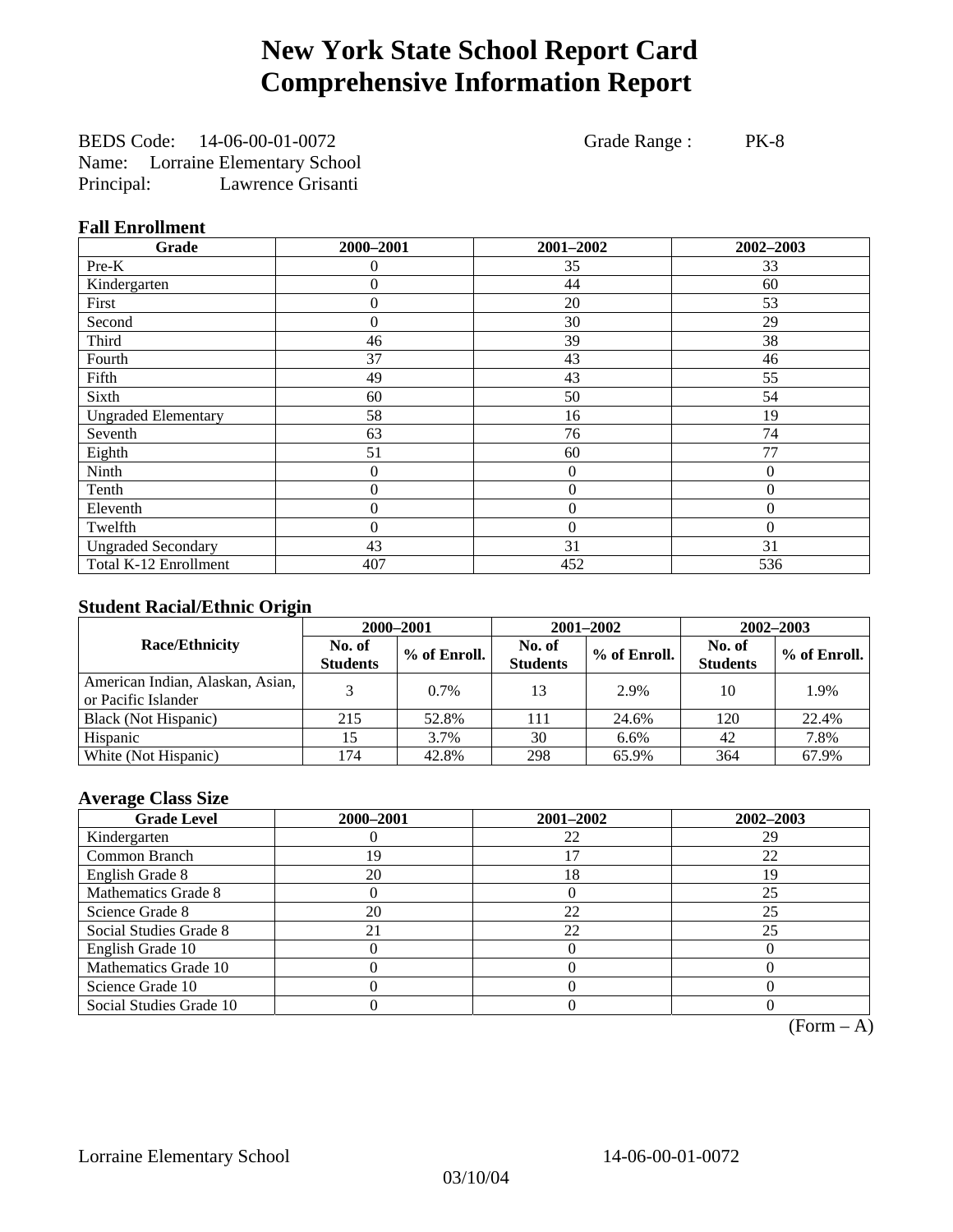# New York State School Report Card
# Comprehensive Information Report

BEDS Code: 14-06-00-01-0072 Grade Range : PK-8
Name: Lorraine Elementary School
Principal: Lawrence Grisanti

### Fall Enrollment

| Grade | 2000–2001 | 2001–2002 | 2002–2003 |
|---|---|---|---|
| Pre-K | 0 | 35 | 33 |
| Kindergarten | 0 | 44 | 60 |
| First | 0 | 20 | 53 |
| Second | 0 | 30 | 29 |
| Third | 46 | 39 | 38 |
| Fourth | 37 | 43 | 46 |
| Fifth | 49 | 43 | 55 |
| Sixth | 60 | 50 | 54 |
| Ungraded Elementary | 58 | 16 | 19 |
| Seventh | 63 | 76 | 74 |
| Eighth | 51 | 60 | 77 |
| Ninth | 0 | 0 | 0 |
| Tenth | 0 | 0 | 0 |
| Eleventh | 0 | 0 | 0 |
| Twelfth | 0 | 0 | 0 |
| Ungraded Secondary | 43 | 31 | 31 |
| Total K-12 Enrollment | 407 | 452 | 536 |

### Student Racial/Ethnic Origin

| Race/Ethnicity | 2000–2001 | | 2001–2002 | | 2002–2003 | |
|---|---|---|---|---|---|---|
| | No. of Students | % of Enroll. | No. of Students | % of Enroll. | No. of Students | % of Enroll. |
| American Indian, Alaskan, Asian, or Pacific Islander | 3 | 0.7% | 13 | 2.9% | 10 | 1.9% |
| Black (Not Hispanic) | 215 | 52.8% | 111 | 24.6% | 120 | 22.4% |
| Hispanic | 15 | 3.7% | 30 | 6.6% | 42 | 7.8% |
| White (Not Hispanic) | 174 | 42.8% | 298 | 65.9% | 364 | 67.9% |

### Average Class Size

| Grade Level | 2000–2001 | 2001–2002 | 2002–2003 |
|---|---|---|---|
| Kindergarten | 0 | 22 | 29 |
| Common Branch | 19 | 17 | 22 |
| English Grade 8 | 20 | 18 | 19 |
| Mathematics Grade 8 | 0 | 0 | 25 |
| Science Grade 8 | 20 | 22 | 25 |
| Social Studies Grade 8 | 21 | 22 | 25 |
| English Grade 10 | 0 | 0 | 0 |
| Mathematics Grade 10 | 0 | 0 | 0 |
| Science Grade 10 | 0 | 0 | 0 |
| Social Studies Grade 10 | 0 | 0 | 0 |

(Form – A)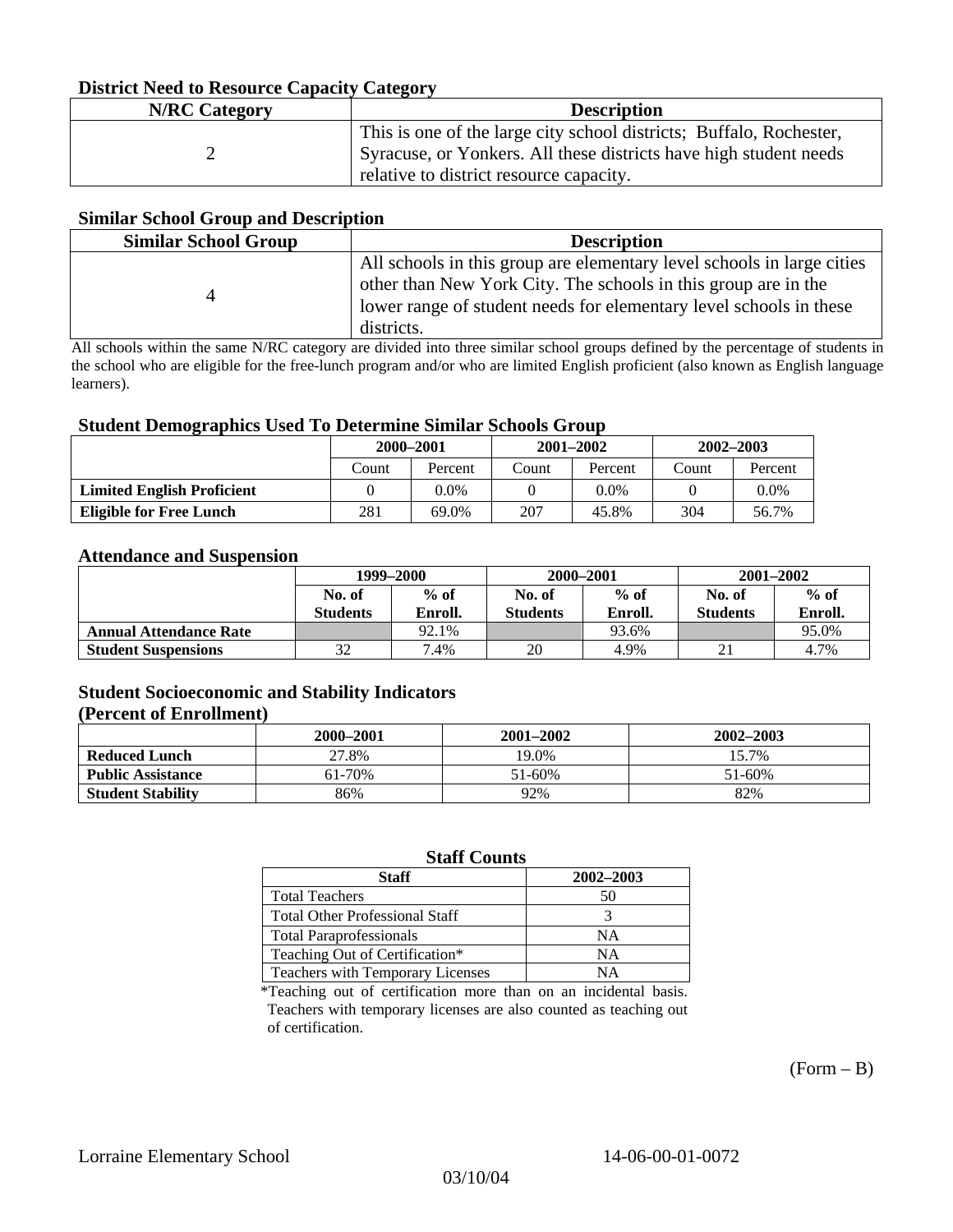### District Need to Resource Capacity Category

| N/RC Category | Description |
|---|---|
| 2 | This is one of the large city school districts; Buffalo, Rochester, Syracuse, or Yonkers. All these districts have high student needs relative to district resource capacity. |

### Similar School Group and Description

| Similar School Group | Description |
|---|---|
| 4 | All schools in this group are elementary level schools in large cities other than New York City. The schools in this group are in the lower range of student needs for elementary level schools in these districts. |

All schools within the same N/RC category are divided into three similar school groups defined by the percentage of students in the school who are eligible for the free-lunch program and/or who are limited English proficient (also known as English language learners).

### Student Demographics Used To Determine Similar Schools Group

| | 2000–2001 | | 2001–2002 | | 2002–2003 | |
|---|---|---|---|---|---|---|
| | Count | Percent | Count | Percent | Count | Percent |
| **Limited English Proficient** | 0 | 0.0% | 0 | 0.0% | 0 | 0.0% |
| **Eligible for Free Lunch** | 281 | 69.0% | 207 | 45.8% | 304 | 56.7% |

### Attendance and Suspension

| | 1999–2000 | | 2000–2001 | | 2001–2002 | |
|---|---|---|---|---|---|---|
| | No. of Students | % of Enroll. | No. of Students | % of Enroll. | No. of Students | % of Enroll. |
| **Annual Attendance Rate** | | 92.1% | | 93.6% | | 95.0% |
| **Student Suspensions** | 32 | 7.4% | 20 | 4.9% | 21 | 4.7% |

### Student Socioeconomic and Stability Indicators
### (Percent of Enrollment)

| | 2000–2001 | 2001–2002 | 2002–2003 |
|---|---|---|---|
| **Reduced Lunch** | 27.8% | 19.0% | 15.7% |
| **Public Assistance** | 61-70% | 51-60% | 51-60% |
| **Student Stability** | 86% | 92% | 82% |

### Staff Counts

| Staff | 2002–2003 |
|---|---|
| Total Teachers | 50 |
| Total Other Professional Staff | 3 |
| Total Paraprofessionals | NA |
| Teaching Out of Certification* | NA |
| Teachers with Temporary Licenses | NA |

*Teaching out of certification more than on an incidental basis. Teachers with temporary licenses are also counted as teaching out of certification.

(Form – B)

Lorraine Elementary School 14-06-00-01-0072

03/10/04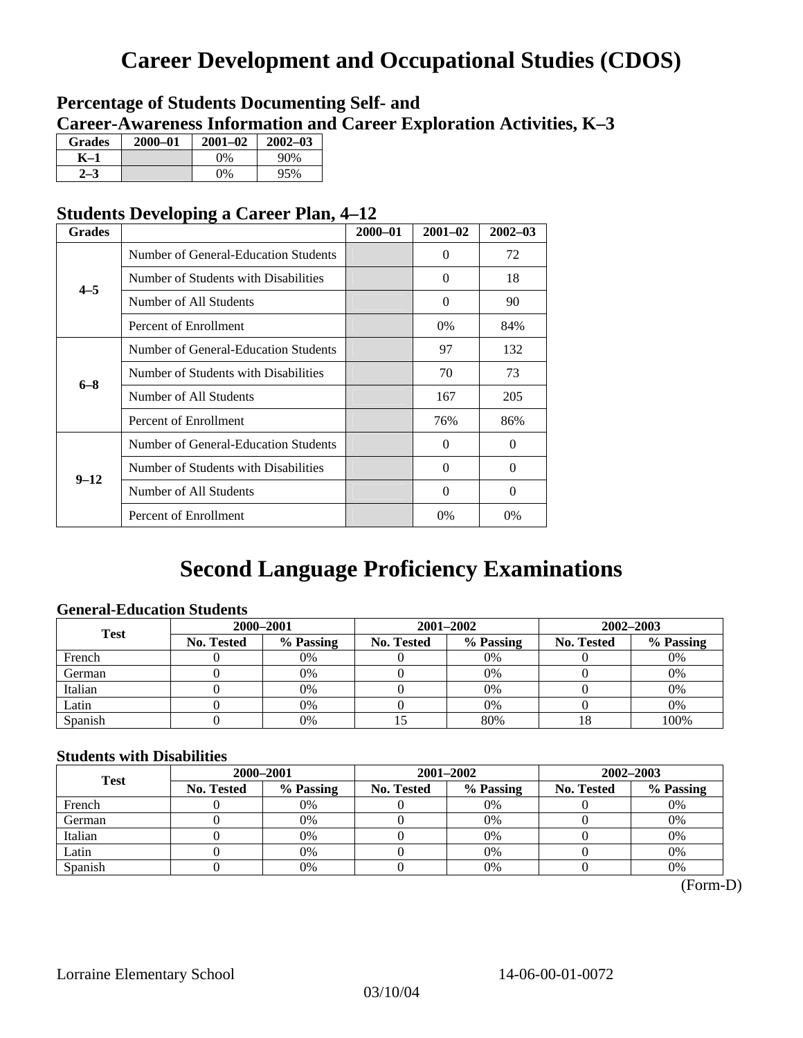# Career Development and Occupational Studies (CDOS)

## Percentage of Students Documenting Self- and Career-Awareness Information and Career Exploration Activities, K–3

| Grades | 2000–01 | 2001–02 | 2002–03 |
|---|---|---|---|
| K–1 | | 0% | 90% |
| 2–3 | | 0% | 95% |

## Students Developing a Career Plan, 4–12

| Grades | | 2000–01 | 2001–02 | 2002–03 |
|---|---|---|---|---|
| 4–5 | Number of General-Education Students | | 0 | 72 |
| | Number of Students with Disabilities | | 0 | 18 |
| | Number of All Students | | 0 | 90 |
| | Percent of Enrollment | | 0% | 84% |
| 6–8 | Number of General-Education Students | | 97 | 132 |
| | Number of Students with Disabilities | | 70 | 73 |
| | Number of All Students | | 167 | 205 |
| | Percent of Enrollment | | 76% | 86% |
| 9–12 | Number of General-Education Students | | 0 | 0 |
| | Number of Students with Disabilities | | 0 | 0 |
| | Number of All Students | | 0 | 0 |
| | Percent of Enrollment | | 0% | 0% |

# Second Language Proficiency Examinations

### General-Education Students

| Test | 2000–2001 | | 2001–2002 | | 2002–2003 | |
|---|---|---|---|---|---|---|
| | No. Tested | % Passing | No. Tested | % Passing | No. Tested | % Passing |
| French | 0 | 0% | 0 | 0% | 0 | 0% |
| German | 0 | 0% | 0 | 0% | 0 | 0% |
| Italian | 0 | 0% | 0 | 0% | 0 | 0% |
| Latin | 0 | 0% | 0 | 0% | 0 | 0% |
| Spanish | 0 | 0% | 15 | 80% | 18 | 100% |

### Students with Disabilities

| Test | 2000–2001 | | 2001–2002 | | 2002–2003 | |
|---|---|---|---|---|---|---|
| | No. Tested | % Passing | No. Tested | % Passing | No. Tested | % Passing |
| French | 0 | 0% | 0 | 0% | 0 | 0% |
| German | 0 | 0% | 0 | 0% | 0 | 0% |
| Italian | 0 | 0% | 0 | 0% | 0 | 0% |
| Latin | 0 | 0% | 0 | 0% | 0 | 0% |
| Spanish | 0 | 0% | 0 | 0% | 0 | 0% |

(Form-D)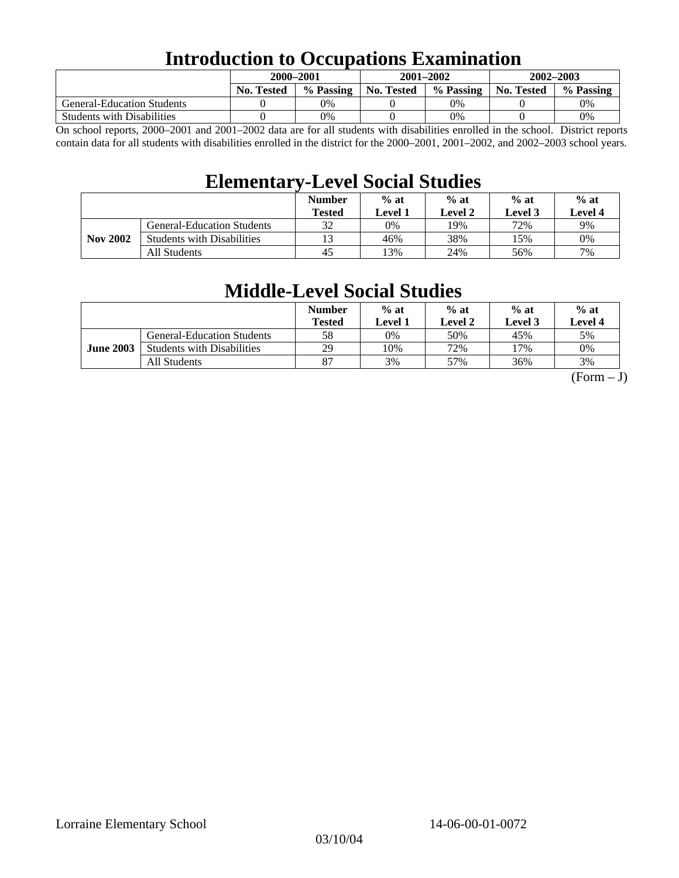# Introduction to Occupations Examination

| | 2000–2001 | | 2001–2002 | | 2002–2003 | |
|---|---|---|---|---|---|---|
| | No. Tested | % Passing | No. Tested | % Passing | No. Tested | % Passing |
| General-Education Students | 0 | 0% | 0 | 0% | 0 | 0% |
| Students with Disabilities | 0 | 0% | 0 | 0% | 0 | 0% |

On school reports, 2000–2001 and 2001–2002 data are for all students with disabilities enrolled in the school. District reports contain data for all students with disabilities enrolled in the district for the 2000–2001, 2001–2002, and 2002–2003 school years.

# Elementary-Level Social Studies

| | | Number Tested | % at Level 1 | % at Level 2 | % at Level 3 | % at Level 4 |
|---|---|---|---|---|---|---|
| Nov 2002 | General-Education Students | 32 | 0% | 19% | 72% | 9% |
| | Students with Disabilities | 13 | 46% | 38% | 15% | 0% |
| | All Students | 45 | 13% | 24% | 56% | 7% |

# Middle-Level Social Studies

| | | Number Tested | % at Level 1 | % at Level 2 | % at Level 3 | % at Level 4 |
|---|---|---|---|---|---|---|
| June 2003 | General-Education Students | 58 | 0% | 50% | 45% | 5% |
| | Students with Disabilities | 29 | 10% | 72% | 17% | 0% |
| | All Students | 87 | 3% | 57% | 36% | 3% |

(Form – J)